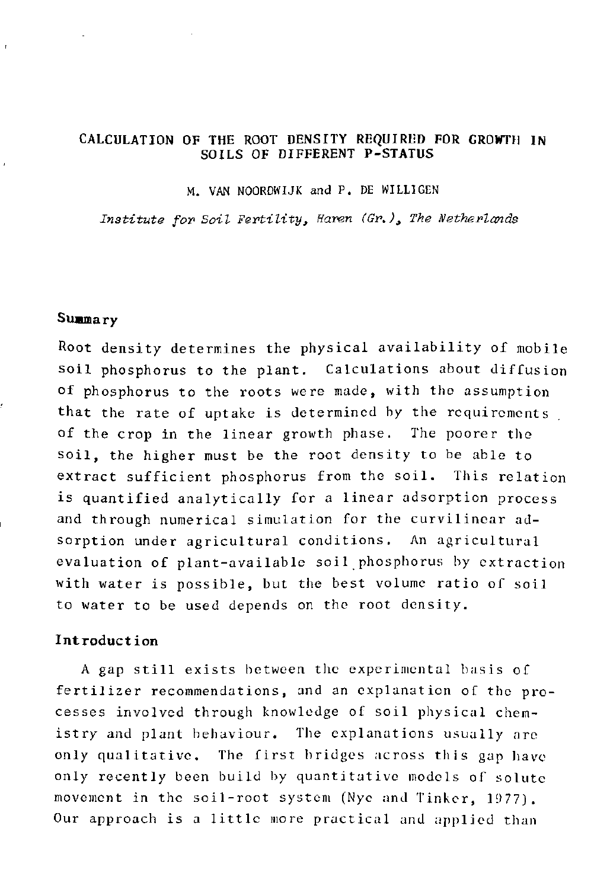# CALCULATION OF THE ROOT DENSITY REQUIRED FOR GROWTH IN SOILS OF DIFFERENT P-STATUS

M. VAN NOORDWIJK and P. DE WILLIGEN

*Institute for Soil Fertility, Haren (Gr.), The Netherlands*

## Summary

Root density determines the physical availability of mobile soil phosphorus to the plant. Calculations about diffusion of phosphorus to the roots were made, with the assumption that the rate of uptake is determined by the requirements of the crop in the linear growth phase. The poorer the soil, the higher must be the root density to be able to extract sufficient phosphorus from the soil. This relation is quantified analytically for a linear adsorption process and through numerical simulation for the curvilinear adsorption under agricultural conditions. An agricultural evaluation of plant-available soil phosphorus by extraction with water is possible, but the best volume ratio of soil to water to be used depends on the root density.

## Introduction

A gap still exists between the experimental basis of fertilizer recommendations, and an explanation of the processes involved through knowledge of soil physical chemistry and plant behaviour. The explanations usually are only qualitative. The first bridges across this gap have only recently been build by quantitative models of solute movement in the soil-root system (Nye and Tinker, 1977). Our approach is a little more practical and applied than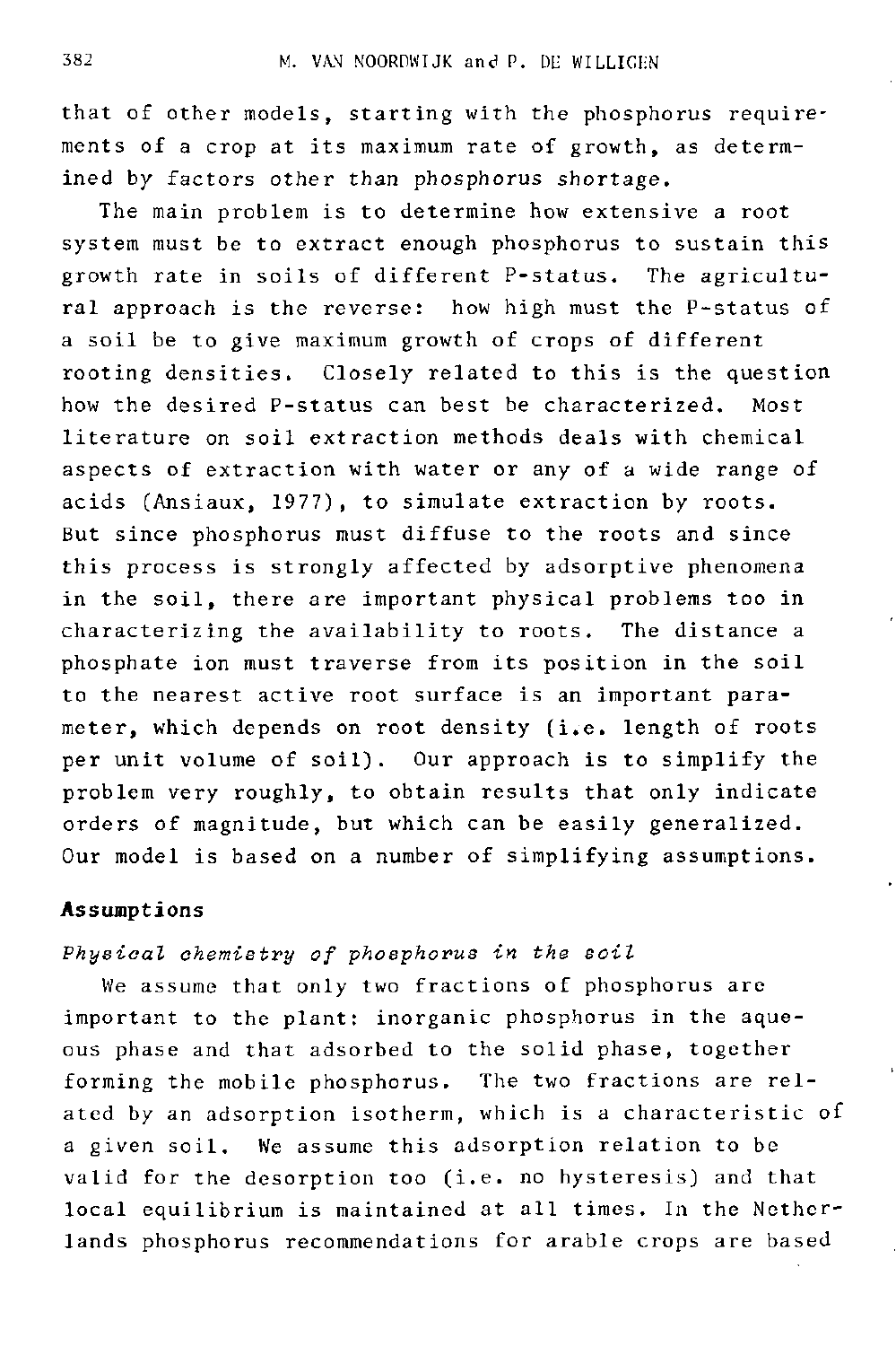that of other models, starting with the phosphorus requirements of a crop at its maximum rate of growth, as determined by factors other than phosphorus shortage.

The main problem is to determine how extensive a root system must be to extract enough phosphorus to sustain this growth rate in soils of different P-status. The agricultural approach is the reverse: how high must the P-status of a soil be to give maximum growth of crops of different rooting densities. Closely related to this is the question how the desired P-status can best be characterized. Most literature on soil extraction methods deals with chemical aspects of extraction with water or any of a wide range of acids (Ansiaux, 1977), to simulate extraction by roots. But since phosphorus must diffuse to the roots and since this process is strongly affected by adsorptive phenomena in the soil, there are important physical problems too in characterizing the availability to roots. The distance a phosphate ion must traverse from its position in the soil to the nearest active root surface is an important parameter, which depends on root density (i.e. length of roots per unit volume of soil). Our approach is to simplify the problem very roughly, to obtain results that only indicate orders of magnitude, but which can be easily generalized. Our model is based on a number of simplifying assumptions.

## Assumptions

### *Physical chemistry of phosphorus in the soil*

We assume that only two fractions of phosphorus are important to the plant: inorganic phosphorus in the aqueous phase and that adsorbed to the solid phase, together forming the mobile phosphorus. The two fractions are related by an adsorption isotherm, which is a characteristic of a given soil. We assume this adsorption relation to be valid for the desorption too (i.e. no hysteresis) and that local equilibrium is maintained at all times. In the Netherlands phosphorus recommendations for arable crops are based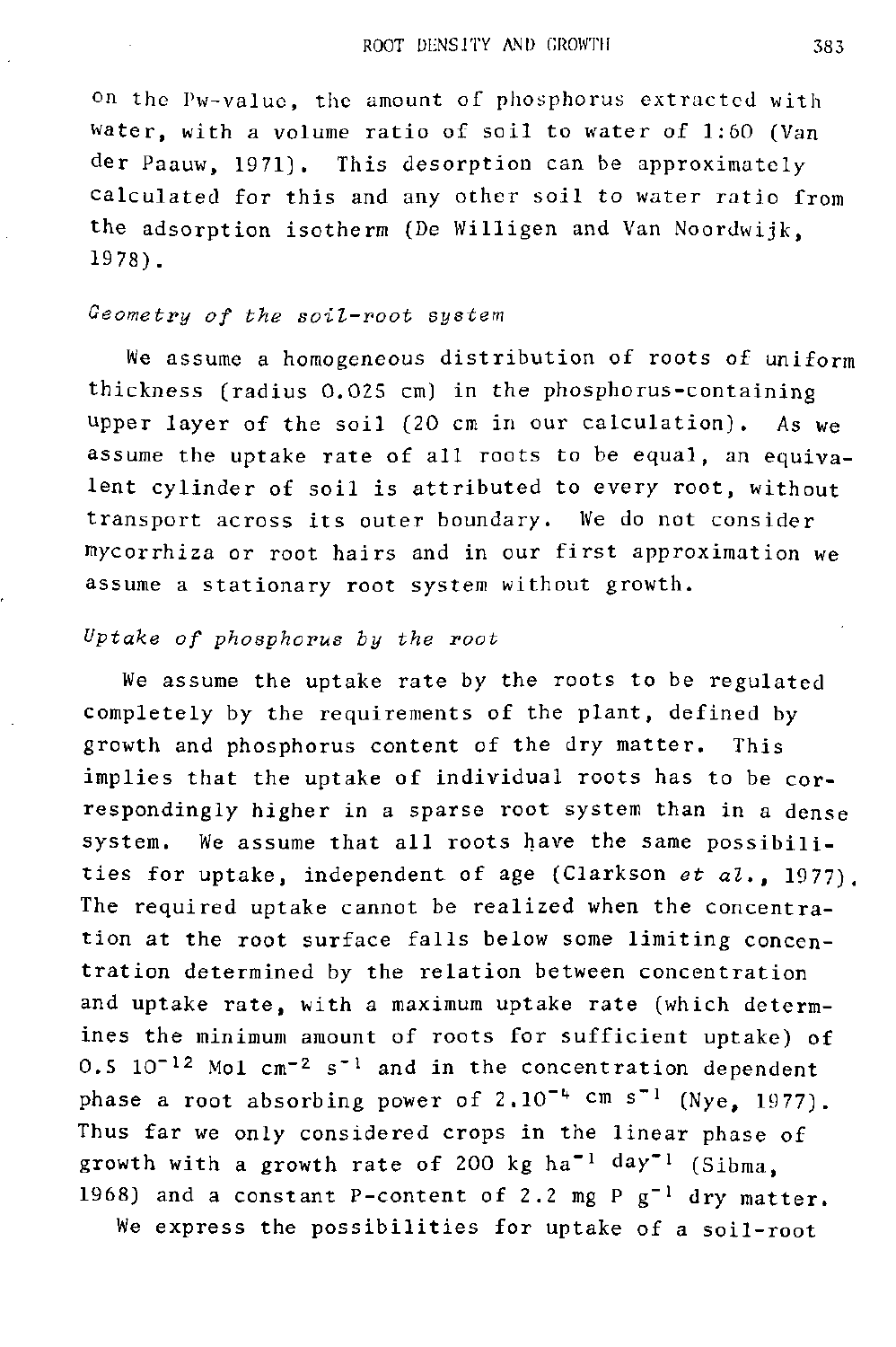on the Pw-value, the amount of phosphorus extracted with water, with a volume ratio of soil to water of 1:60 (Van der Paauw, 1971). This desorption can be approximately calculated for this and any other soil to water ratio from the adsorption isotherm (De Willigen and Van Noordwijk, 1978).

### *Geometry of the soil-root system*

We assume a homogeneous distribution of roots of uniform thickness (radius 0.025 cm) in the phosphorus-containing upper layer of the soil (20 cm in our calculation). As we assume the uptake rate of all roots to be equal, an equivalent cylinder of soil is attributed to every root, without transport across its outer boundary. We do not consider mycorrhiza or root hairs and in our first approximation we assume a stationary root system without growth.

### *Uptake of phosphorus by the root*

We assume the uptake rate by the roots to be regulated completely by the requirements of the plant, defined by growth and phosphorus content of the dry matter. This implies that the uptake of individual roots has to be correspondingly higher in a sparse root system than in a dense system. We assume that all roots have the same possibilities for uptake, independent of age (Clarkson *et al.*, 1977). The required uptake cannot be realized when the concentration at the root surface falls below some limiting concentration determined by the relation between concentration and uptake rate, with a maximum uptake rate (which determines the minimum amount of roots for sufficient uptake) of $0.5 \; 10^{-12}$ Mol $cm^{-2}$ $s^{-1}$ and in the concentration dependent phase a root absorbing power of $2.10^{-4}$ cm $s^{-1}$ (Nye, 1977). Thus far we only considered crops in the linear phase of growth with a growth rate of 200 kg $ha^{-1}$ $day^{-1}$ (Sibma, 1968) and a constant P-content of 2.2 mg P $g^{-1}$ dry matter.

We express the possibilities for uptake of a soil-root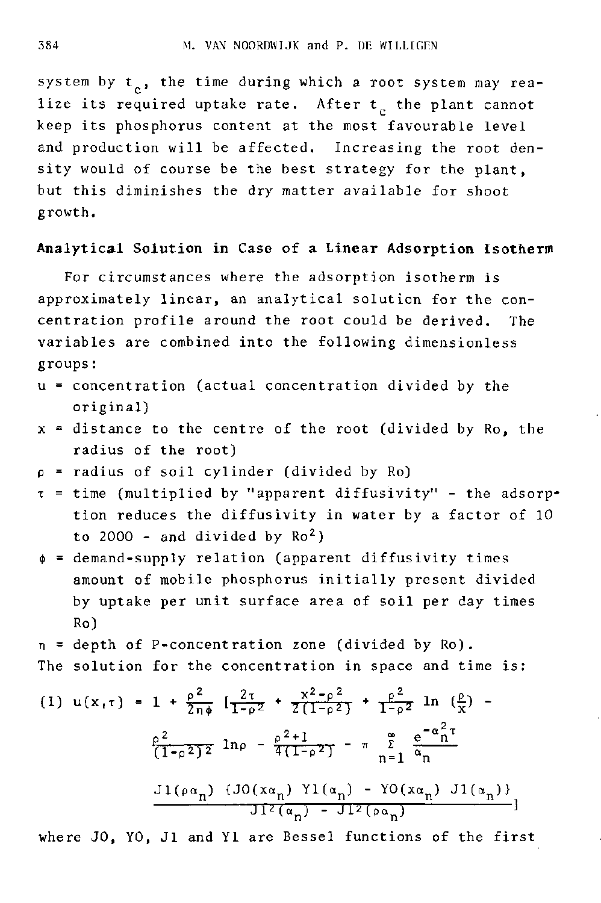system by $t_c$, the time during which a root system may realize its required uptake rate. After $t_c$ the plant cannot keep its phosphorus content at the most favourable level and production will be affected. Increasing the root density would of course be the best strategy for the plant, but this diminishes the dry matter available for shoot growth.

## Analytical Solution in Case of a Linear Adsorption Isotherm

For circumstances where the adsorption isotherm is approximately linear, an analytical solution for the concentration profile around the root could be derived. The variables are combined into the following dimensionless groups:

- $u$ = concentration (actual concentration divided by the original)
- $x$ = distance to the centre of the root (divided by Ro, the radius of the root)
- $\rho$ = radius of soil cylinder (divided by Ro)
- $\tau$ = time (multiplied by "apparent diffusivity" - the adsorption reduces the diffusivity in water by a factor of 10 to 2000 - and divided by $Ro^2$)
- $\phi$ = demand-supply relation (apparent diffusivity times amount of mobile phosphorus initially present divided by uptake per unit surface area of soil per day times Ro)
- $\eta$ = depth of P-concentration zone (divided by Ro).

The solution for the concentration in space and time is:

$$(1)\quad u(x,\tau) = 1 + \frac{\rho^2}{2\eta\phi}\left[\frac{2\tau}{1-\rho^2} + \frac{x^2-\rho^2}{2(1-\rho^2)} + \frac{\rho^2}{1-\rho^2}\ln\left(\frac{\rho}{x}\right) - \frac{\rho^2}{(1-\rho^2)^2}\ln\rho - \frac{\rho^2+1}{4(1-\rho^2)} - \pi\sum_{n=1}^{\infty}\frac{e^{-\alpha_n^2\tau}}{\alpha_n}\frac{J1(\rho\alpha_n)\,\{J0(x\alpha_n)\,Y1(\alpha_n) - Y0(x\alpha_n)\,J1(\alpha_n)\}}{J1^2(\alpha_n) - J1^2(\rho\alpha_n)}\right]$$

where J0, Y0, J1 and Y1 are Bessel functions of the first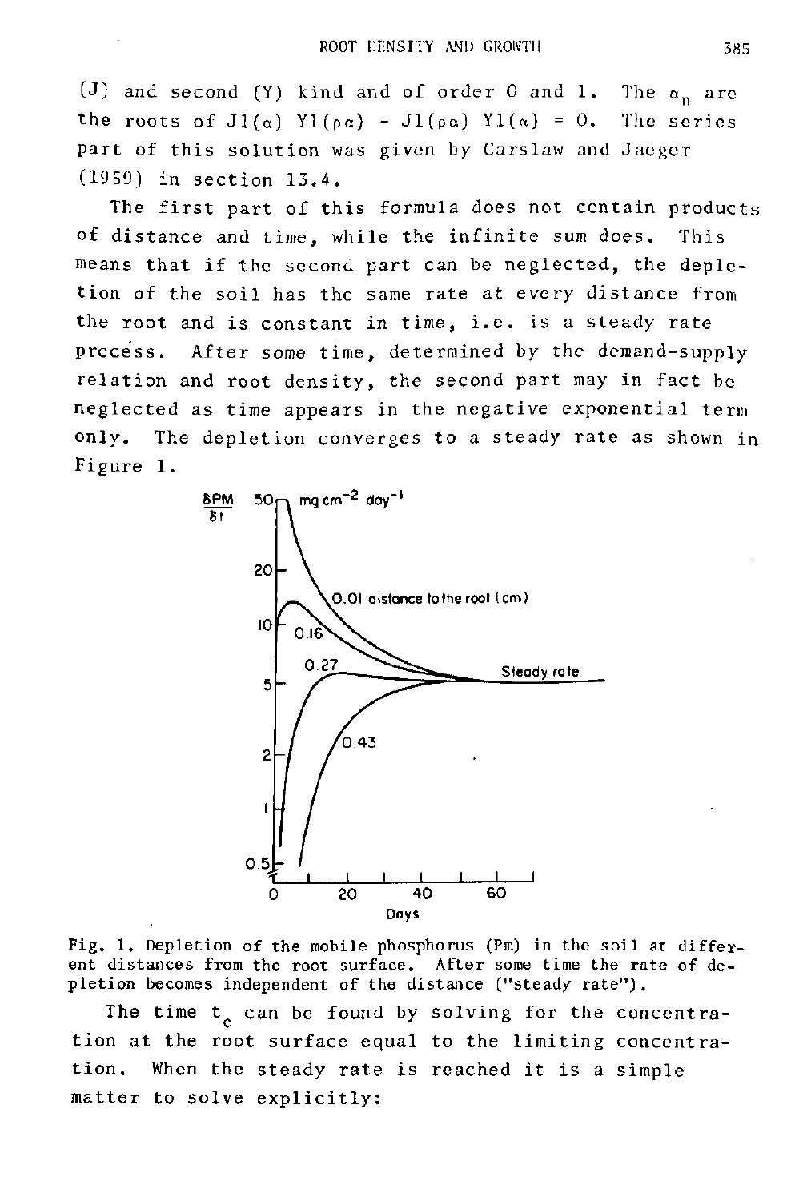(J) and second (Y) kind and of order 0 and 1. The $\alpha_n$ are the roots of $J1(\alpha)\ Y1(\rho\alpha) - J1(\rho\alpha)\ Y1(\alpha) = 0$. The series part of this solution was given by Carslaw and Jaeger (1959) in section 13.4.

The first part of this formula does not contain products of distance and time, while the infinite sum does. This means that if the second part can be neglected, the depletion of the soil has the same rate at every distance from the root and is constant in time, i.e. is a steady rate process. After some time, determined by the demand-supply relation and root density, the second part may in fact be neglected as time appears in the negative exponential term only. The depletion converges to a steady rate as shown in Figure 1.

Fig. 1. Depletion of the mobile phosphorus (Pm) in the soil at different distances from the root surface. After some time the rate of depletion becomes independent of the distance ("steady rate").

The time $t_c$ can be found by solving for the concentration at the root surface equal to the limiting concentration. When the steady rate is reached it is a simple matter to solve explicitly: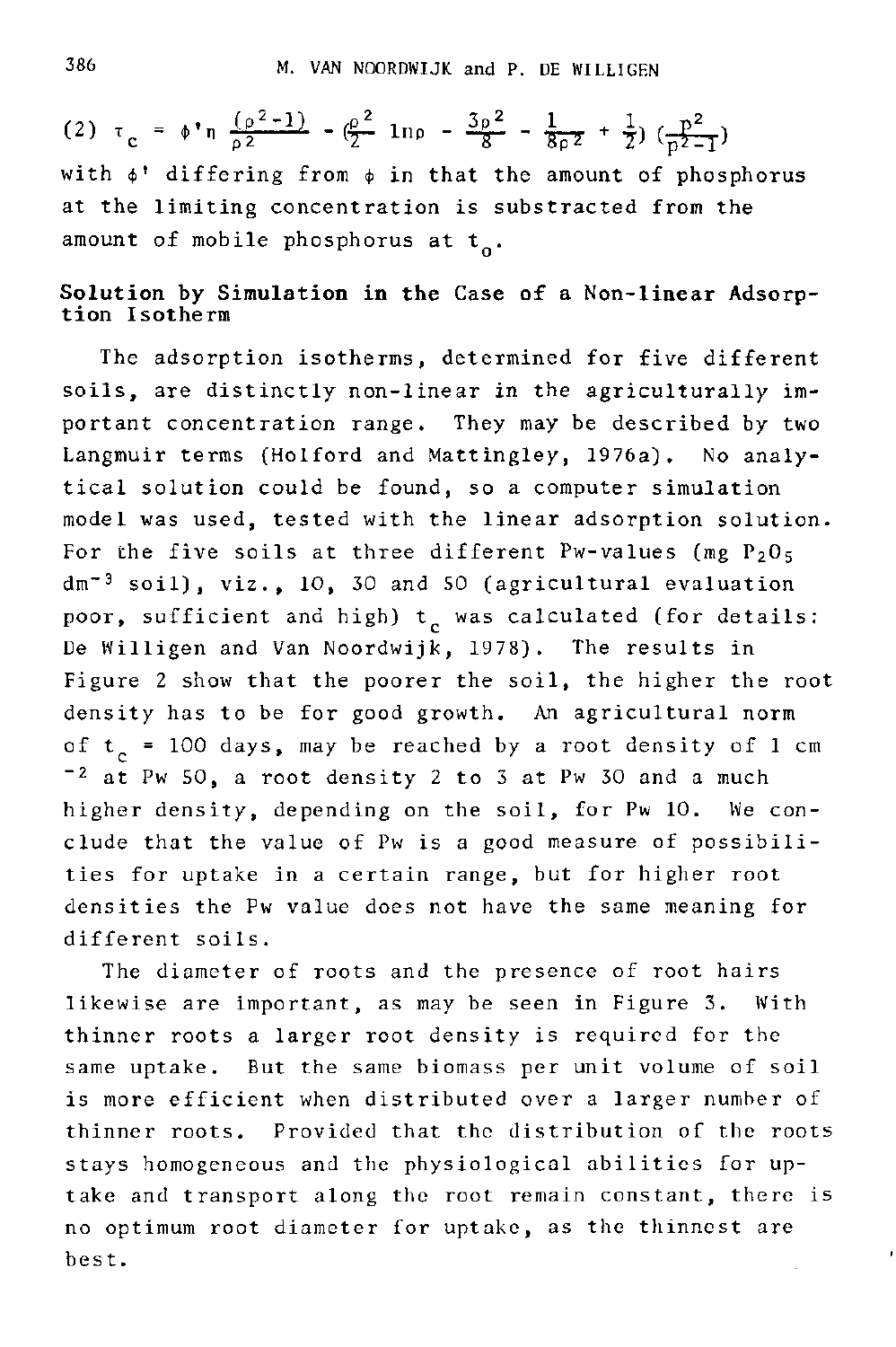$$(2)\ \tau_c = \phi' n \frac{(\rho^2-1)}{\rho^2} - \left(\frac{\rho^2}{2} \ln\rho - \frac{3\rho^2}{8} - \frac{1}{8\rho^2} + \frac{1}{2}\right)\left(\frac{\rho^2}{\rho^2-1}\right)$$

with $\phi'$ differing from $\phi$ in that the amount of phosphorus at the limiting concentration is substracted from the amount of mobile phosphorus at $t_o$.

## Solution by Simulation in the Case of a Non-linear Adsorption Isotherm

The adsorption isotherms, determined for five different soils, are distinctly non-linear in the agriculturally important concentration range. They may be described by two Langmuir terms (Holford and Mattingley, 1976a). No analytical solution could be found, so a computer simulation model was used, tested with the linear adsorption solution. For the five soils at three different Pw-values (mg $P_2O_5$ $dm^{-3}$ soil), viz., 10, 30 and 50 (agricultural evaluation poor, sufficient and high) $t_c$ was calculated (for details: De Willigen and Van Noordwijk, 1978). The results in Figure 2 show that the poorer the soil, the higher the root density has to be for good growth. An agricultural norm of $t_c$ = 100 days, may be reached by a root density of 1 cm $^{-2}$ at Pw 50, a root density 2 to 3 at Pw 30 and a much higher density, depending on the soil, for Pw 10. We conclude that the value of Pw is a good measure of possibilities for uptake in a certain range, but for higher root densities the Pw value does not have the same meaning for different soils.

The diameter of roots and the presence of root hairs likewise are important, as may be seen in Figure 3. With thinner roots a larger root density is required for the same uptake. But the same biomass per unit volume of soil is more efficient when distributed over a larger number of thinner roots. Provided that the distribution of the roots stays homogeneous and the physiological abilities for uptake and transport along the root remain constant, there is no optimum root diameter for uptake, as the thinnest are best.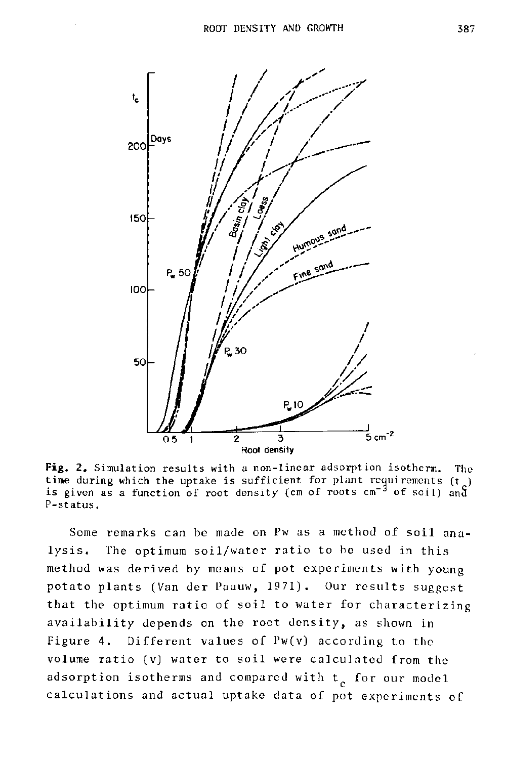**Fig. 2.** Simulation results with a non-linear adsorption isotherm. The time during which the uptake is sufficient for plant requirements ($t_c$) is given as a function of root density (cm of roots $cm^{-3}$ of soil) and P-status.

Some remarks can be made on Pw as a method of soil analysis. The optimum soil/water ratio to be used in this method was derived by means of pot experiments with young potato plants (Van der Paauw, 1971). Our results suggest that the optimum ratio of soil to water for characterizing availability depends on the root density, as shown in Figure 4. Different values of Pw(v) according to the volume ratio (v) water to soil were calculated from the adsorption isotherms and compared with $t_c$ for our model calculations and actual uptake data of pot experiments of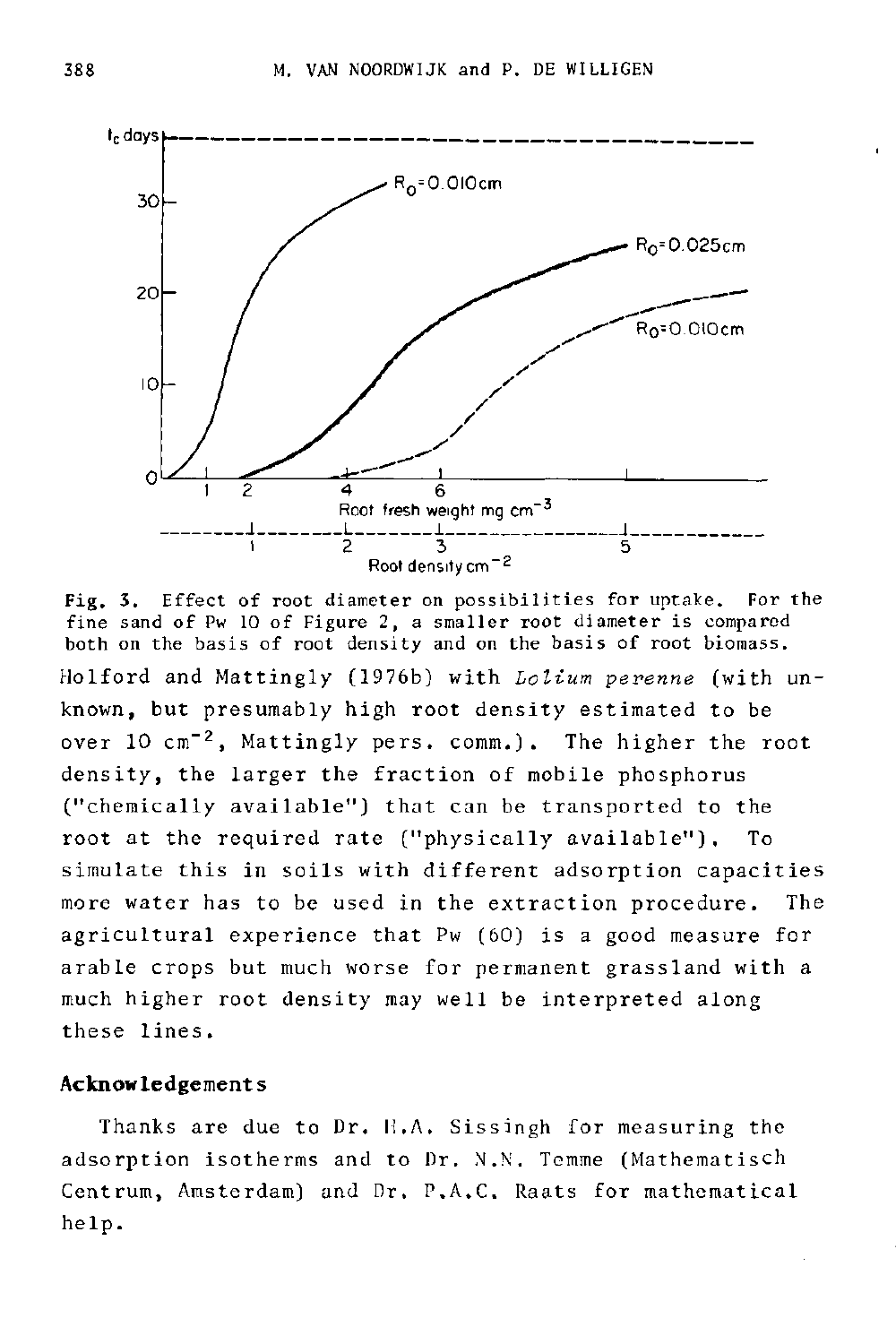Fig. 3. Effect of root diameter on possibilities for uptake. For the fine sand of Pw 10 of Figure 2, a smaller root diameter is compared both on the basis of root density and on the basis of root biomass.

Holford and Mattingly (1976b) with *Lolium perenne* (with unknown, but presumably high root density estimated to be over 10 $cm^{-2}$, Mattingly pers. comm.). The higher the root density, the larger the fraction of mobile phosphorus ("chemically available") that can be transported to the root at the required rate ("physically available"). To simulate this in soils with different adsorption capacities more water has to be used in the extraction procedure. The agricultural experience that Pw (60) is a good measure for arable crops but much worse for permanent grassland with a much higher root density may well be interpreted along these lines.

## Acknowledgements

Thanks are due to Dr. H.A. Sissingh for measuring the adsorption isotherms and to Dr. N.N. Temme (Mathematisch Centrum, Amsterdam) and Dr. P.A.C. Raats for mathematical help.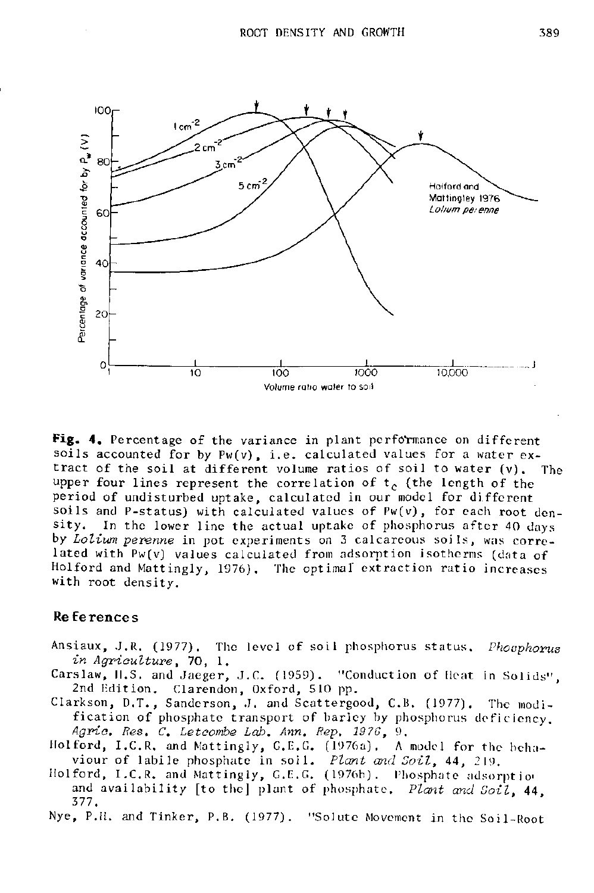**Fig. 4.** Percentage of the variance in plant performance on different soils accounted for by Pw(v), i.e. calculated values for a water extract of the soil at different volume ratios of soil to water (v). The upper four lines represent the correlation of $t_c$ (the length of the period of undisturbed uptake, calculated in our model for different soils and P-status) with calculated values of Pw(v), for each root density. In the lower line the actual uptake of phosphorus after 40 days by *Lolium perenne* in pot experiments on 3 calcareous soils, was correlated with Pw(v) values calculated from adsorption isotherms (data of Holford and Mattingly, 1976). The optimal extraction ratio increases with root density.

## References

Ansiaux, J.R. (1977). The level of soil phosphorus status. *Phosphorus in Agriculture*, 70, 1.

Carslaw, H.S. and Jaeger, J.C. (1959). "Conduction of Heat in Solids", 2nd Edition. Clarendon, Oxford, 510 pp.

Clarkson, D.T., Sanderson, J. and Scattergood, C.B. (1977). The modification of phosphate transport of barley by phosphorus deficiency. *Agric. Res. C. Letcombe Lab. Ann. Rep. 1976*, 9.

Holford, I.C.R. and Mattingly, G.E.G. (1976a). A model for the behaviour of labile phosphate in soil. *Plant and Soil*, 44, 219.

Holford, I.C.R. and Mattingly, G.E.G. (1976b). Phosphate adsorption and availability [to the] plant of phosphate. *Plant and Soil*, 44, 377.

Nye, P.H. and Tinker, P.B. (1977). "Solute Movement in the Soil-Root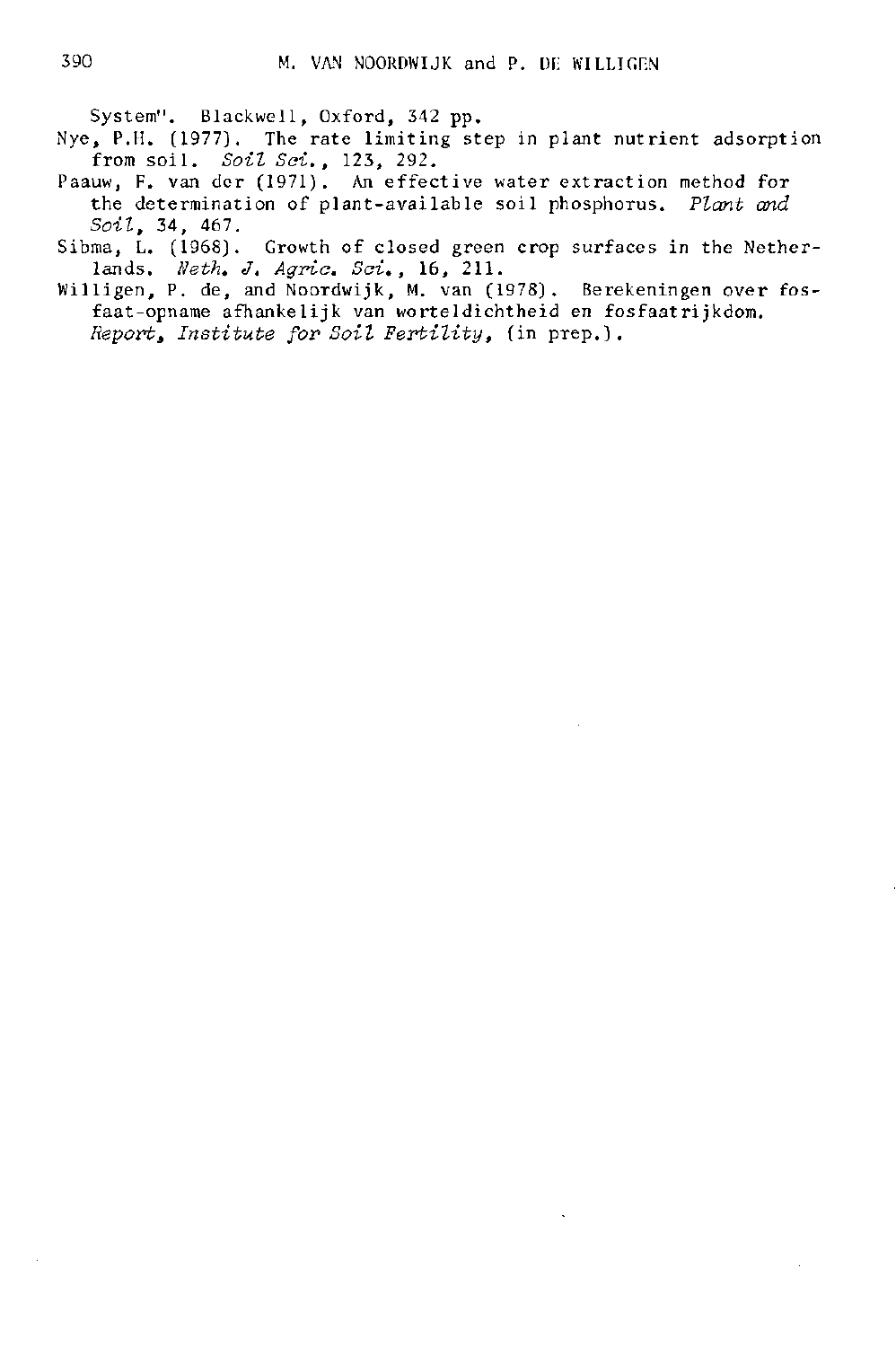System". Blackwell, Oxford, 342 pp.

Nye, P.H. (1977). The rate limiting step in plant nutrient adsorption from soil. *Soil Sci.*, 123, 292.

Paauw, F. van der (1971). An effective water extraction method for the determination of plant-available soil phosphorus. *Plant and Soil*, 34, 467.

Sibma, L. (1968). Growth of closed green crop surfaces in the Netherlands. *Neth. J. Agric. Sci.*, 16, 211.

Willigen, P. de, and Noordwijk, M. van (1978). Berekeningen over fosfaat-opname afhankelijk van worteldichtheid en fosfaatrijkdom. *Report, Institute for Soil Fertility*, (in prep.).